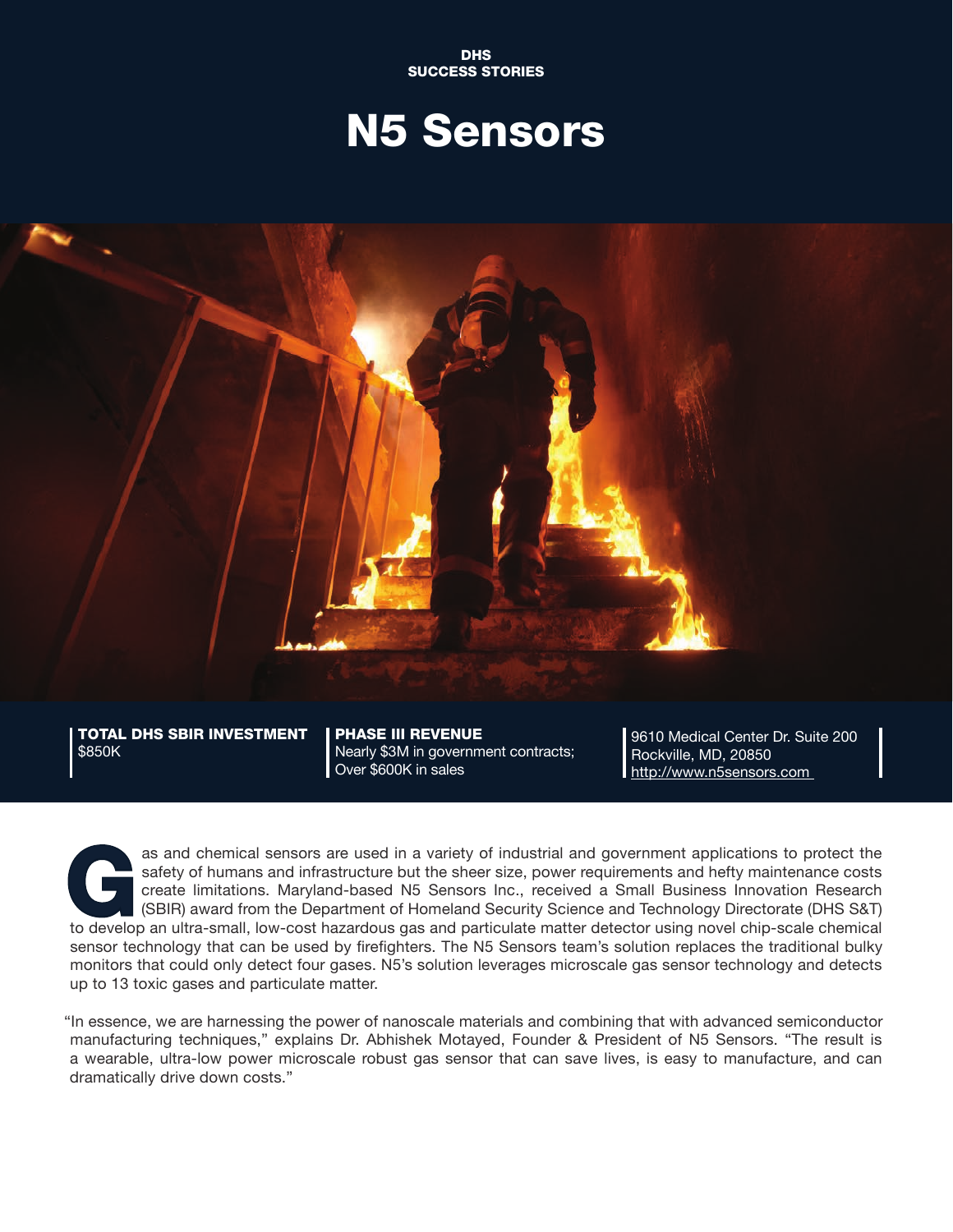DHS SUCCESS STORIES

# N5 Sensors

**TOTAL DHS SBIR INVESTMENT**
$850K

**PHASE III REVENUE**
Nearly $3M in government contracts;
Over $600K in sales

9610 Medical Center Dr. Suite 200
Rockville, MD, 20850
http://www.n5sensors.com

Gas and chemical sensors are used in a variety of industrial and government applications to protect the safety of humans and infrastructure but the sheer size, power requirements and hefty maintenance costs create limitations. Maryland-based N5 Sensors Inc., received a Small Business Innovation Research (SBIR) award from the Department of Homeland Security Science and Technology Directorate (DHS S&T) to develop an ultra-small, low-cost hazardous gas and particulate matter detector using novel chip-scale chemical sensor technology that can be used by firefighters. The N5 Sensors team's solution replaces the traditional bulky monitors that could only detect four gases. N5's solution leverages microscale gas sensor technology and detects up to 13 toxic gases and particulate matter.

"In essence, we are harnessing the power of nanoscale materials and combining that with advanced semiconductor manufacturing techniques," explains Dr. Abhishek Motayed, Founder & President of N5 Sensors. "The result is a wearable, ultra-low power microscale robust gas sensor that can save lives, is easy to manufacture, and can dramatically drive down costs."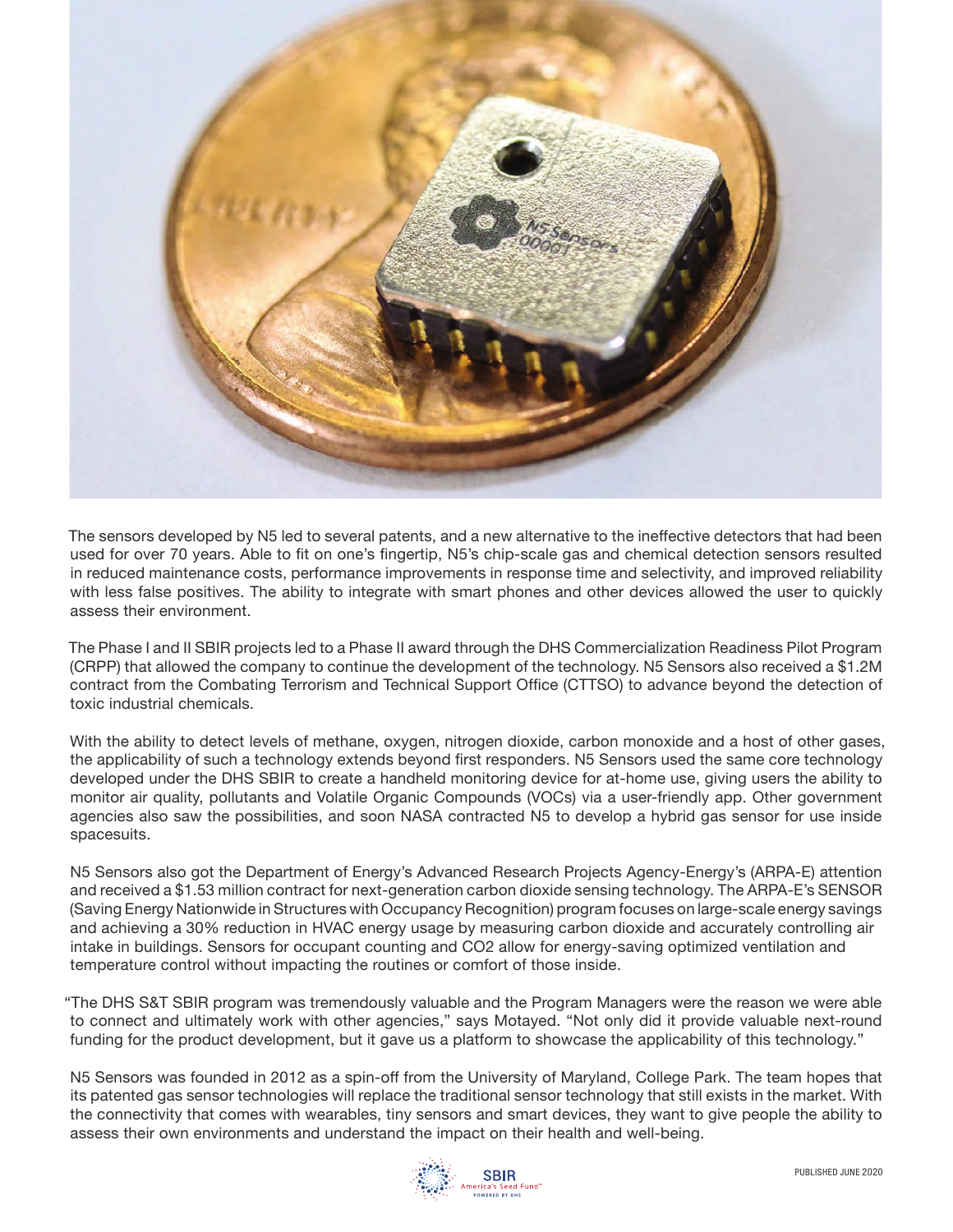The sensors developed by N5 led to several patents, and a new alternative to the ineffective detectors that had been used for over 70 years. Able to fit on one's fingertip, N5's chip-scale gas and chemical detection sensors resulted in reduced maintenance costs, performance improvements in response time and selectivity, and improved reliability with less false positives. The ability to integrate with smart phones and other devices allowed the user to quickly assess their environment.

The Phase I and II SBIR projects led to a Phase II award through the DHS Commercialization Readiness Pilot Program (CRPP) that allowed the company to continue the development of the technology. N5 Sensors also received a $1.2M contract from the Combating Terrorism and Technical Support Office (CTTSO) to advance beyond the detection of toxic industrial chemicals.

With the ability to detect levels of methane, oxygen, nitrogen dioxide, carbon monoxide and a host of other gases, the applicability of such a technology extends beyond first responders. N5 Sensors used the same core technology developed under the DHS SBIR to create a handheld monitoring device for at-home use, giving users the ability to monitor air quality, pollutants and Volatile Organic Compounds (VOCs) via a user-friendly app. Other government agencies also saw the possibilities, and soon NASA contracted N5 to develop a hybrid gas sensor for use inside spacesuits.

N5 Sensors also got the Department of Energy's Advanced Research Projects Agency-Energy's (ARPA-E) attention and received a $1.53 million contract for next-generation carbon dioxide sensing technology. The ARPA-E's SENSOR (Saving Energy Nationwide in Structures with Occupancy Recognition) program focuses on large-scale energy savings and achieving a 30% reduction in HVAC energy usage by measuring carbon dioxide and accurately controlling air intake in buildings. Sensors for occupant counting and CO2 allow for energy-saving optimized ventilation and temperature control without impacting the routines or comfort of those inside.

"The DHS S&T SBIR program was tremendously valuable and the Program Managers were the reason we were able to connect and ultimately work with other agencies," says Motayed. "Not only did it provide valuable next-round funding for the product development, but it gave us a platform to showcase the applicability of this technology."

N5 Sensors was founded in 2012 as a spin-off from the University of Maryland, College Park. The team hopes that its patented gas sensor technologies will replace the traditional sensor technology that still exists in the market. With the connectivity that comes with wearables, tiny sensors and smart devices, they want to give people the ability to assess their own environments and understand the impact on their health and well-being.

SBIR America's Seed Fund™ POWERED BY DHS

PUBLISHED JUNE 2020